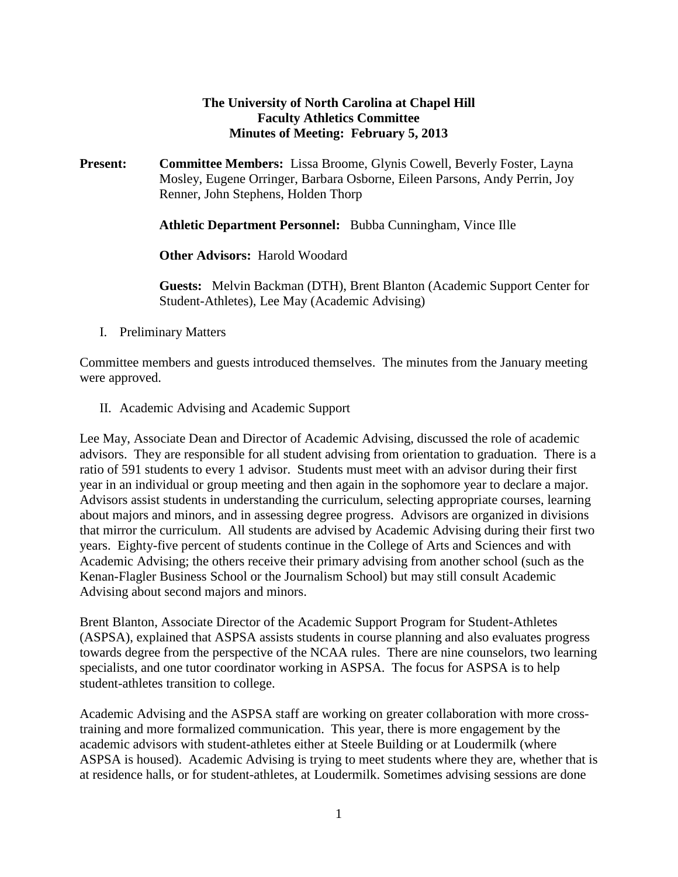**The University of North Carolina at Chapel Hill**
**Faculty Athletics Committee**
**Minutes of Meeting: February 5, 2013**

**Present:** **Committee Members:** Lissa Broome, Glynis Cowell, Beverly Foster, Layna Mosley, Eugene Orringer, Barbara Osborne, Eileen Parsons, Andy Perrin, Joy Renner, John Stephens, Holden Thorp

**Athletic Department Personnel:** Bubba Cunningham, Vince Ille

**Other Advisors:** Harold Woodard

**Guests:** Melvin Backman (DTH), Brent Blanton (Academic Support Center for Student-Athletes), Lee May (Academic Advising)

I. Preliminary Matters

Committee members and guests introduced themselves. The minutes from the January meeting were approved.

II. Academic Advising and Academic Support

Lee May, Associate Dean and Director of Academic Advising, discussed the role of academic advisors. They are responsible for all student advising from orientation to graduation. There is a ratio of 591 students to every 1 advisor. Students must meet with an advisor during their first year in an individual or group meeting and then again in the sophomore year to declare a major. Advisors assist students in understanding the curriculum, selecting appropriate courses, learning about majors and minors, and in assessing degree progress. Advisors are organized in divisions that mirror the curriculum. All students are advised by Academic Advising during their first two years. Eighty-five percent of students continue in the College of Arts and Sciences and with Academic Advising; the others receive their primary advising from another school (such as the Kenan-Flagler Business School or the Journalism School) but may still consult Academic Advising about second majors and minors.

Brent Blanton, Associate Director of the Academic Support Program for Student-Athletes (ASPSA), explained that ASPSA assists students in course planning and also evaluates progress towards degree from the perspective of the NCAA rules. There are nine counselors, two learning specialists, and one tutor coordinator working in ASPSA. The focus for ASPSA is to help student-athletes transition to college.

Academic Advising and the ASPSA staff are working on greater collaboration with more cross-training and more formalized communication. This year, there is more engagement by the academic advisors with student-athletes either at Steele Building or at Loudermilk (where ASPSA is housed). Academic Advising is trying to meet students where they are, whether that is at residence halls, or for student-athletes, at Loudermilk. Sometimes advising sessions are done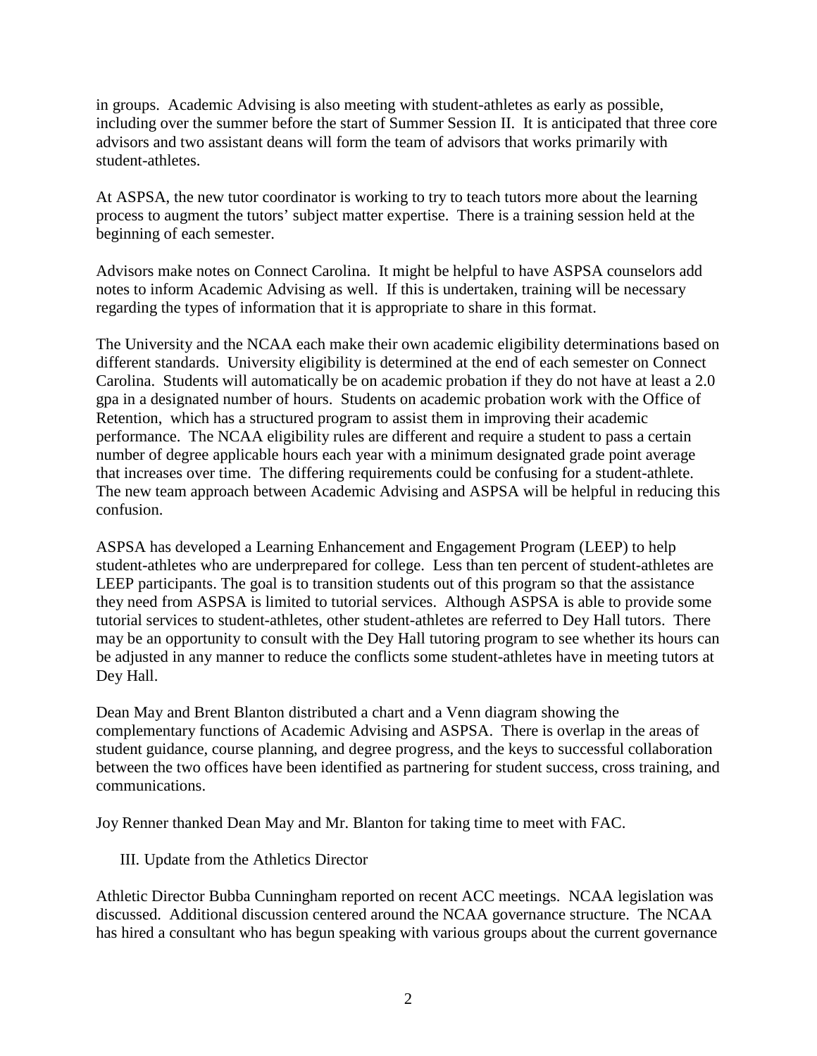in groups. Academic Advising is also meeting with student-athletes as early as possible, including over the summer before the start of Summer Session II. It is anticipated that three core advisors and two assistant deans will form the team of advisors that works primarily with student-athletes.

At ASPSA, the new tutor coordinator is working to try to teach tutors more about the learning process to augment the tutors' subject matter expertise. There is a training session held at the beginning of each semester.

Advisors make notes on Connect Carolina. It might be helpful to have ASPSA counselors add notes to inform Academic Advising as well. If this is undertaken, training will be necessary regarding the types of information that it is appropriate to share in this format.

The University and the NCAA each make their own academic eligibility determinations based on different standards. University eligibility is determined at the end of each semester on Connect Carolina. Students will automatically be on academic probation if they do not have at least a 2.0 gpa in a designated number of hours. Students on academic probation work with the Office of Retention, which has a structured program to assist them in improving their academic performance. The NCAA eligibility rules are different and require a student to pass a certain number of degree applicable hours each year with a minimum designated grade point average that increases over time. The differing requirements could be confusing for a student-athlete. The new team approach between Academic Advising and ASPSA will be helpful in reducing this confusion.

ASPSA has developed a Learning Enhancement and Engagement Program (LEEP) to help student-athletes who are underprepared for college. Less than ten percent of student-athletes are LEEP participants. The goal is to transition students out of this program so that the assistance they need from ASPSA is limited to tutorial services. Although ASPSA is able to provide some tutorial services to student-athletes, other student-athletes are referred to Dey Hall tutors. There may be an opportunity to consult with the Dey Hall tutoring program to see whether its hours can be adjusted in any manner to reduce the conflicts some student-athletes have in meeting tutors at Dey Hall.

Dean May and Brent Blanton distributed a chart and a Venn diagram showing the complementary functions of Academic Advising and ASPSA. There is overlap in the areas of student guidance, course planning, and degree progress, and the keys to successful collaboration between the two offices have been identified as partnering for student success, cross training, and communications.

Joy Renner thanked Dean May and Mr. Blanton for taking time to meet with FAC.

## III. Update from the Athletics Director

Athletic Director Bubba Cunningham reported on recent ACC meetings. NCAA legislation was discussed. Additional discussion centered around the NCAA governance structure. The NCAA has hired a consultant who has begun speaking with various groups about the current governance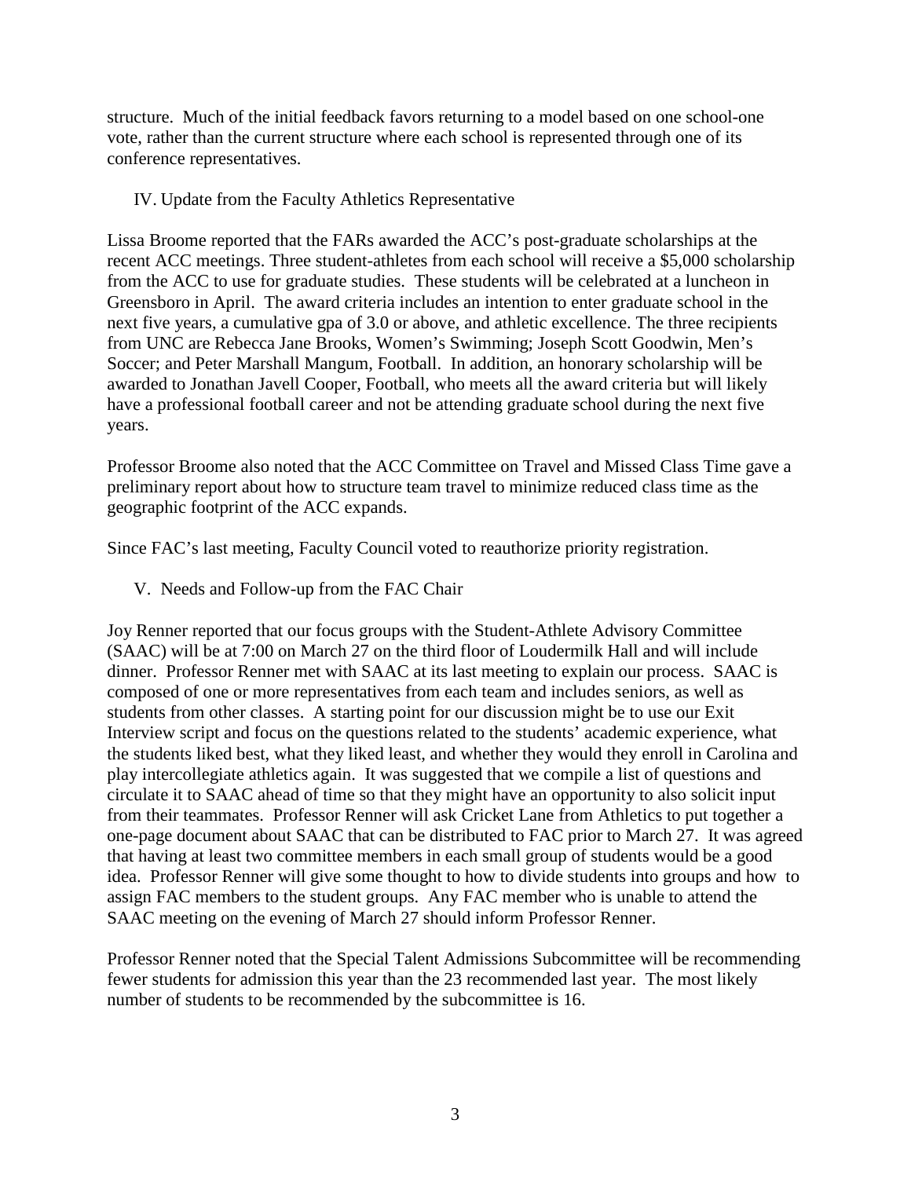structure. Much of the initial feedback favors returning to a model based on one school-one vote, rather than the current structure where each school is represented through one of its conference representatives.

## IV. Update from the Faculty Athletics Representative

Lissa Broome reported that the FARs awarded the ACC's post-graduate scholarships at the recent ACC meetings. Three student-athletes from each school will receive a $5,000 scholarship from the ACC to use for graduate studies. These students will be celebrated at a luncheon in Greensboro in April. The award criteria includes an intention to enter graduate school in the next five years, a cumulative gpa of 3.0 or above, and athletic excellence. The three recipients from UNC are Rebecca Jane Brooks, Women's Swimming; Joseph Scott Goodwin, Men's Soccer; and Peter Marshall Mangum, Football. In addition, an honorary scholarship will be awarded to Jonathan Javell Cooper, Football, who meets all the award criteria but will likely have a professional football career and not be attending graduate school during the next five years.

Professor Broome also noted that the ACC Committee on Travel and Missed Class Time gave a preliminary report about how to structure team travel to minimize reduced class time as the geographic footprint of the ACC expands.

Since FAC's last meeting, Faculty Council voted to reauthorize priority registration.

## V. Needs and Follow-up from the FAC Chair

Joy Renner reported that our focus groups with the Student-Athlete Advisory Committee (SAAC) will be at 7:00 on March 27 on the third floor of Loudermilk Hall and will include dinner. Professor Renner met with SAAC at its last meeting to explain our process. SAAC is composed of one or more representatives from each team and includes seniors, as well as students from other classes. A starting point for our discussion might be to use our Exit Interview script and focus on the questions related to the students' academic experience, what the students liked best, what they liked least, and whether they would they enroll in Carolina and play intercollegiate athletics again. It was suggested that we compile a list of questions and circulate it to SAAC ahead of time so that they might have an opportunity to also solicit input from their teammates. Professor Renner will ask Cricket Lane from Athletics to put together a one-page document about SAAC that can be distributed to FAC prior to March 27. It was agreed that having at least two committee members in each small group of students would be a good idea. Professor Renner will give some thought to how to divide students into groups and how to assign FAC members to the student groups. Any FAC member who is unable to attend the SAAC meeting on the evening of March 27 should inform Professor Renner.

Professor Renner noted that the Special Talent Admissions Subcommittee will be recommending fewer students for admission this year than the 23 recommended last year. The most likely number of students to be recommended by the subcommittee is 16.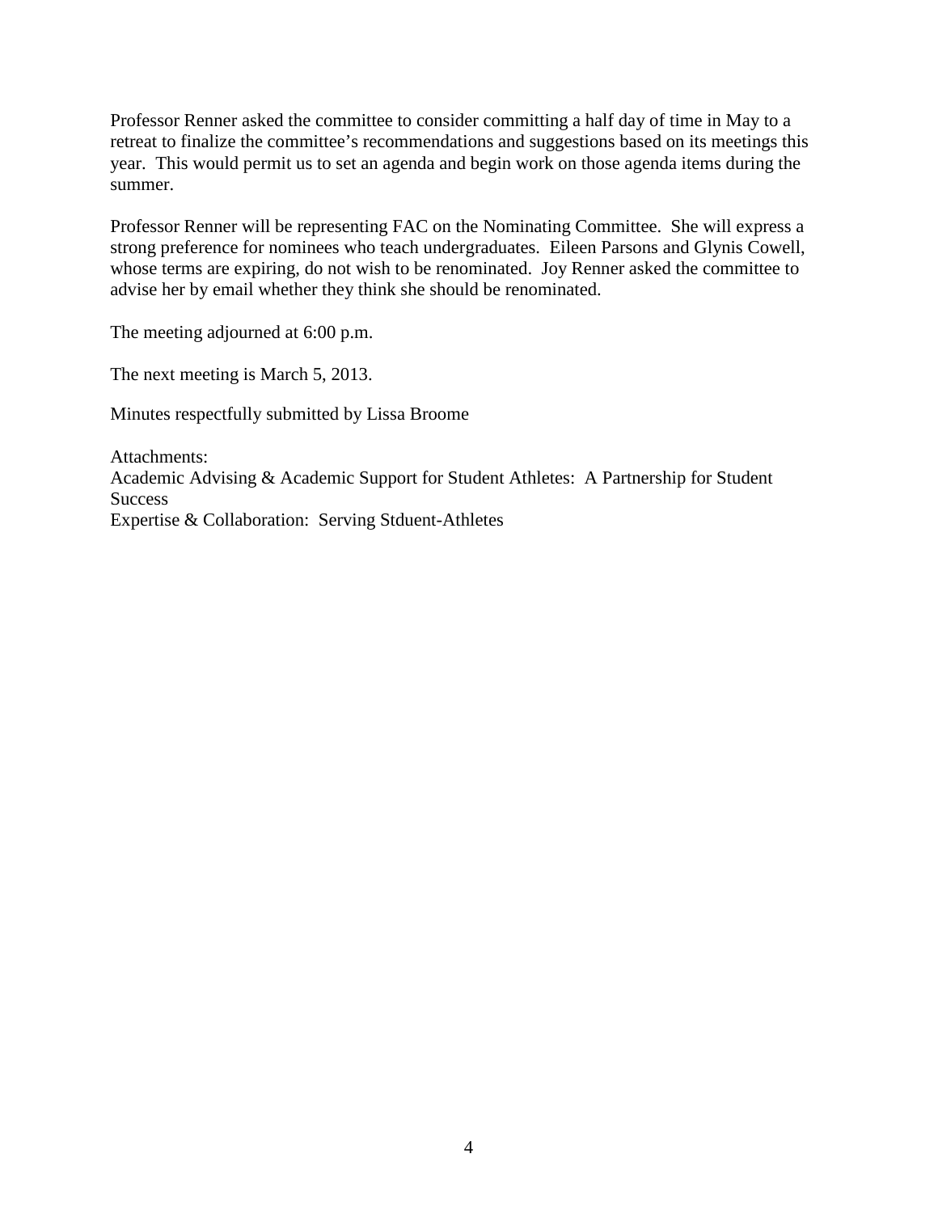Professor Renner asked the committee to consider committing a half day of time in May to a retreat to finalize the committee's recommendations and suggestions based on its meetings this year. This would permit us to set an agenda and begin work on those agenda items during the summer.

Professor Renner will be representing FAC on the Nominating Committee. She will express a strong preference for nominees who teach undergraduates. Eileen Parsons and Glynis Cowell, whose terms are expiring, do not wish to be renominated. Joy Renner asked the committee to advise her by email whether they think she should be renominated.

The meeting adjourned at 6:00 p.m.

The next meeting is March 5, 2013.

Minutes respectfully submitted by Lissa Broome

Attachments:
Academic Advising & Academic Support for Student Athletes: A Partnership for Student Success
Expertise & Collaboration: Serving Stduent-Athletes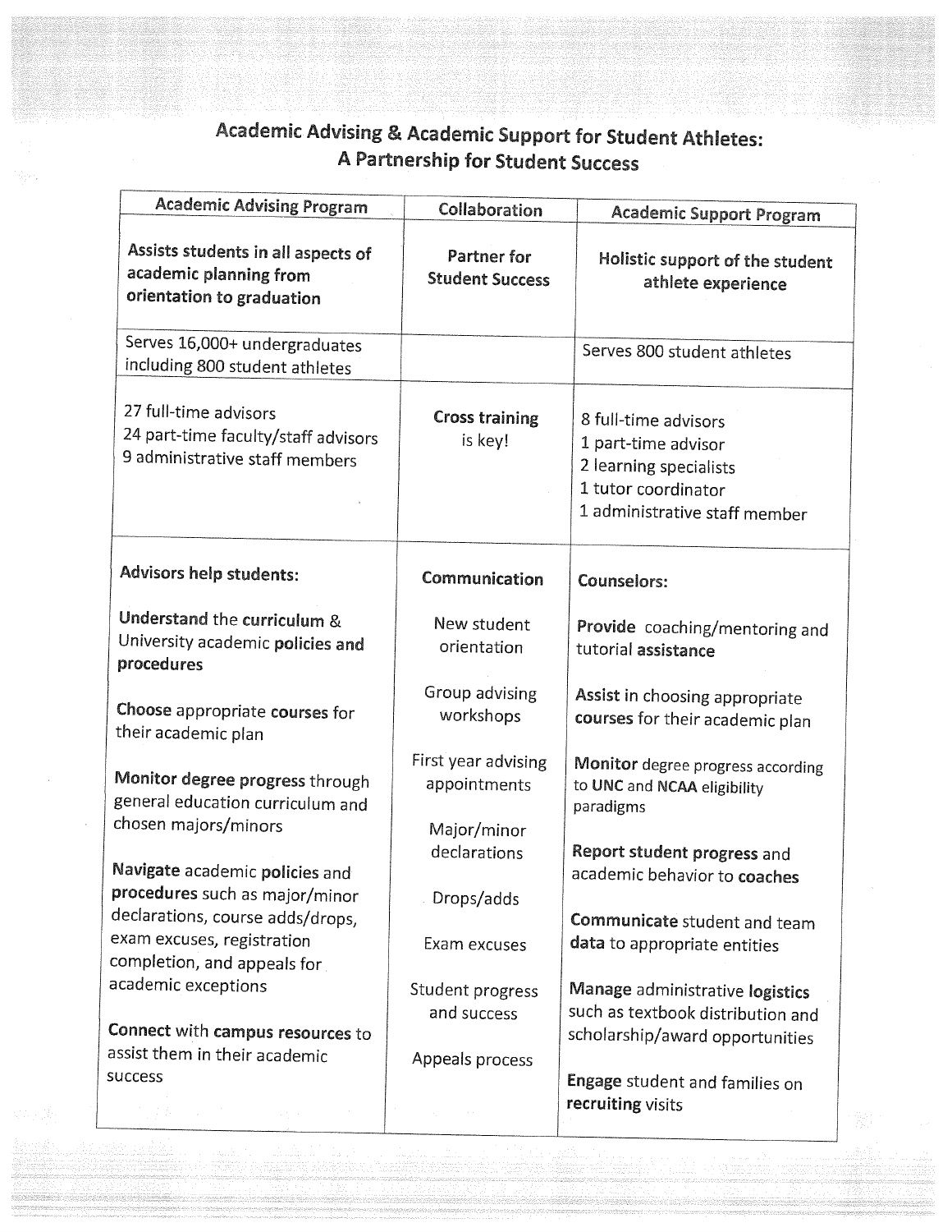## Academic Advising & Academic Support for Student Athletes: A Partnership for Student Success

| Academic Advising Program | Collaboration | Academic Support Program |
|---|---|---|
| **Assists students in all aspects of academic planning from orientation to graduation** | **Partner for Student Success** | **Holistic support of the student athlete experience** |
| Serves 16,000+ undergraduates including 800 student athletes | | Serves 800 student athletes |
| 27 full-time advisors<br>24 part-time faculty/staff advisors<br>9 administrative staff members | **Cross training** is key! | 8 full-time advisors<br>1 part-time advisor<br>2 learning specialists<br>1 tutor coordinator<br>1 administrative staff member |
| **Advisors help students:**<br><br>**Understand** the **curriculum** & University academic **policies and procedures**<br><br>**Choose** appropriate **courses** for their academic plan<br><br>**Monitor degree progress** through general education curriculum and chosen majors/minors<br><br>**Navigate** academic **policies** and **procedures** such as major/minor declarations, course adds/drops, exam excuses, registration completion, and appeals for academic exceptions<br><br>**Connect** with **campus resources** to assist them in their academic success | **Communication**<br><br>New student orientation<br><br>Group advising workshops<br><br>First year advising appointments<br><br>Major/minor declarations<br><br>Drops/adds<br><br>Exam excuses<br><br>Student progress and success<br><br>Appeals process | **Counselors:**<br><br>**Provide** coaching/mentoring and tutorial **assistance**<br><br>**Assist** in choosing appropriate **courses** for their academic plan<br><br>**Monitor** degree progress according to **UNC** and **NCAA** eligibility paradigms<br><br>**Report student progress** and academic behavior to **coaches**<br><br>**Communicate** student and team **data** to appropriate entities<br><br>**Manage** administrative **logistics** such as textbook distribution and scholarship/award opportunities<br><br>**Engage** student and families on **recruiting** visits |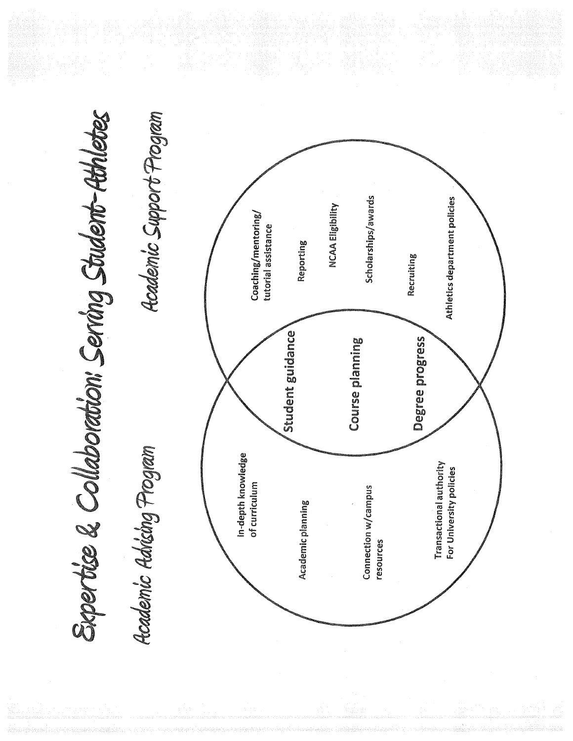# Expertise & Collaboration: Serving Student-Athletes

Academic Advising Program

In-depth knowledge of curriculum

Academic planning

Connection w/campus resources

Transactional authority For University policies

Student guidance

Course planning

Degree progress

Academic Support Program

Coaching/mentoring/ tutorial assistance

Reporting

NCAA Eligibility

Scholarships/awards

Recruiting

Athletics department policies